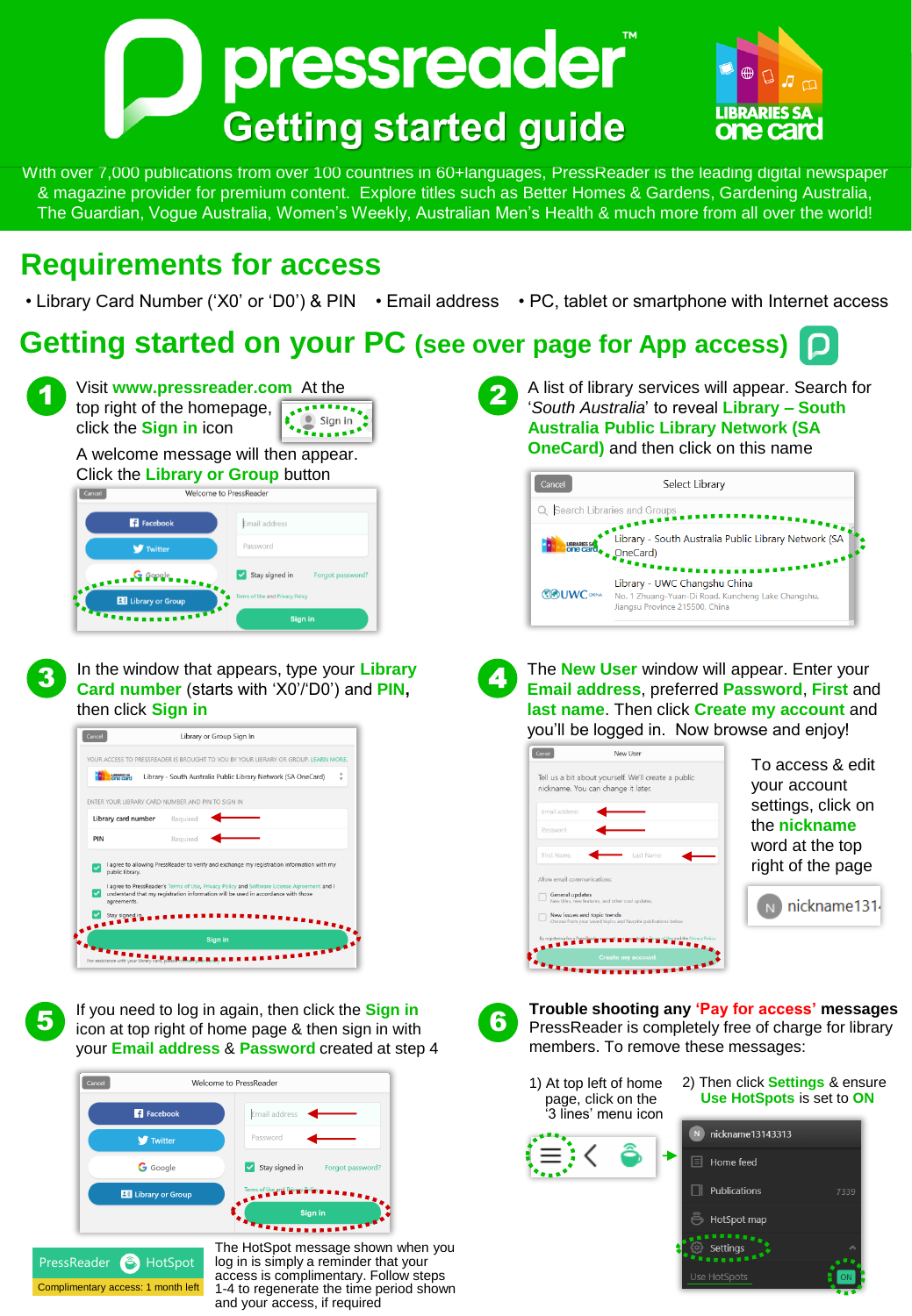# pressreader™ Getting started guide

LIBRARIES SA one card

With over 7,000 publications from over 100 countries in 60+languages, PressReader is the leading digital newspaper & magazine provider for premium content. Explore titles such as Better Homes & Gardens, Gardening Australia, The Guardian, Vogue Australia, Women's Weekly, Australian Men's Health & much more from all over the world!

## Requirements for access

- Library Card Number ('X0' or 'D0') & PIN
- Email address
- PC, tablet or smartphone with Internet access

## Getting started on your PC (see over page for App access)

**1** Visit **www.pressreader.com** At the top right of the homepage, click the **Sign in** icon

A welcome message will then appear. Click the **Library or Group** button

**2** A list of library services will appear. Search for '*South Australia*' to reveal **Library – South Australia Public Library Network (SA OneCard)** and then click on this name

**3** In the window that appears, type your **Library Card number** (starts with 'X0'/'D0') and **PIN**, then click **Sign in**

**4** The **New User** window will appear. Enter your **Email address**, preferred **Password**, **First** and **last name**. Then click **Create my account** and you'll be logged in. Now browse and enjoy!

To access & edit your account settings, click on the **nickname** word at the top right of the page

**5** If you need to log in again, then click the **Sign in** icon at top right of home page & then sign in with your **Email address** & **Password** created at step 4

The HotSpot message shown when you log in is simply a reminder that your access is complimentary. Follow steps 1-4 to regenerate the time period shown and your access, if required

**6** **Trouble shooting any 'Pay for access' messages**
PressReader is completely free of charge for library members. To remove these messages:

1) At top left of home page, click on the '3 lines' menu icon

2) Then click **Settings** & ensure **Use HotSpots** is set to **ON**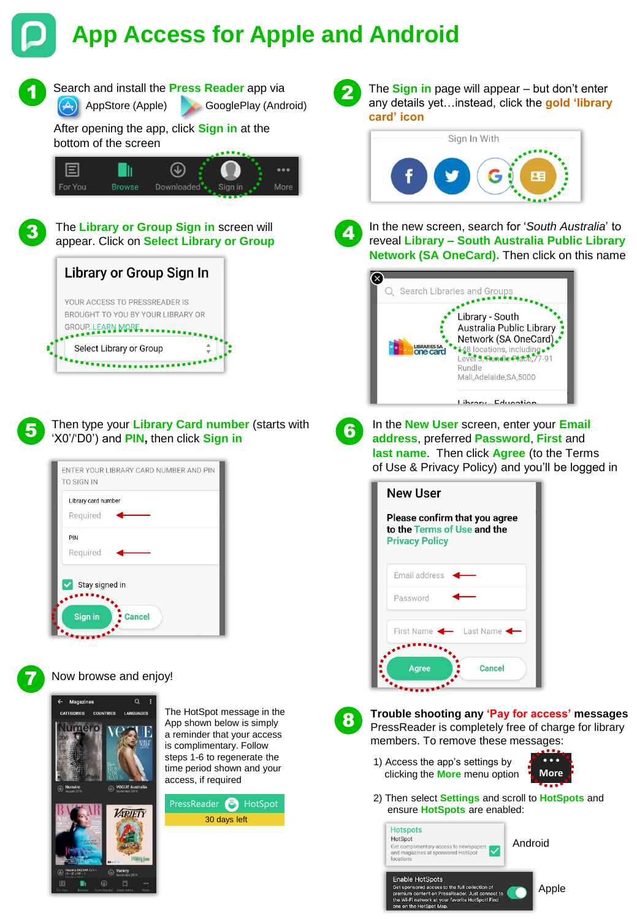# App Access for Apple and Android

**1** Search and install the **Press Reader** app via AppStore (Apple) GooglePlay (Android)

After opening the app, click **Sign in** at the bottom of the screen

For You | Browse | Downloaded | Sign in | More

**2** The **Sign in** page will appear – but don't enter any details yet…instead, click the **gold 'library card' icon**

Sign In With

**3** The **Library or Group Sign in** screen will appear. Click on **Select Library or Group**

Library or Group Sign In

YOUR ACCESS TO PRESSREADER IS BROUGHT TO YOU BY YOUR LIBRARY OR GROUP. LEARN MORE

Select Library or Group

**4** In the new screen, search for '*South Australia*' to reveal **Library – South Australia Public Library Network (SA OneCard).** Then click on this name

Search Libraries and Groups

Library - South Australia Public Library Network (SA OneCard)
148 locations, including
Level 3, Rundle Place, 77-91 Rundle Mall, Adelaide, SA, 5000

**5** Then type your **Library Card number** (starts with 'X0'/'D0') and **PIN**, then click **Sign in**

ENTER YOUR LIBRARY CARD NUMBER AND PIN TO SIGN IN

Library card number
Required

PIN
Required

Stay signed in

Sign in | Cancel

**6** In the **New User** screen, enter your **Email address**, preferred **Password**, **First** and **last name**. Then click **Agree** (to the Terms of Use & Privacy Policy) and you'll be logged in

New User

Please confirm that you agree to the Terms of Use and the Privacy Policy

Email address
Password
First Name | Last Name

Agree | Cancel

**7** Now browse and enjoy!

The HotSpot message in the App shown below is simply a reminder that your access is complimentary. Follow steps 1-6 to regenerate the time period shown and your access, if required

PressReader HotSpot
30 days left

**8** **Trouble shooting any 'Pay for access' messages**
PressReader is completely free of charge for library members. To remove these messages:

1) Access the app's settings by clicking the **More** menu option

2) Then select **Settings** and scroll to **HotSpots** and ensure **HotSpots** are enabled:

Hotspots
HotSpot
Get complimentary access to newspapers and magazines at sponsored HotSpot locations

Android

Enable HotSpots
Get sponsored access to the full collection of premium content on PressReader. Just connect to the Wi-Fi network at your favorite HotSpot! Find one on the HotSpot Map.

Apple